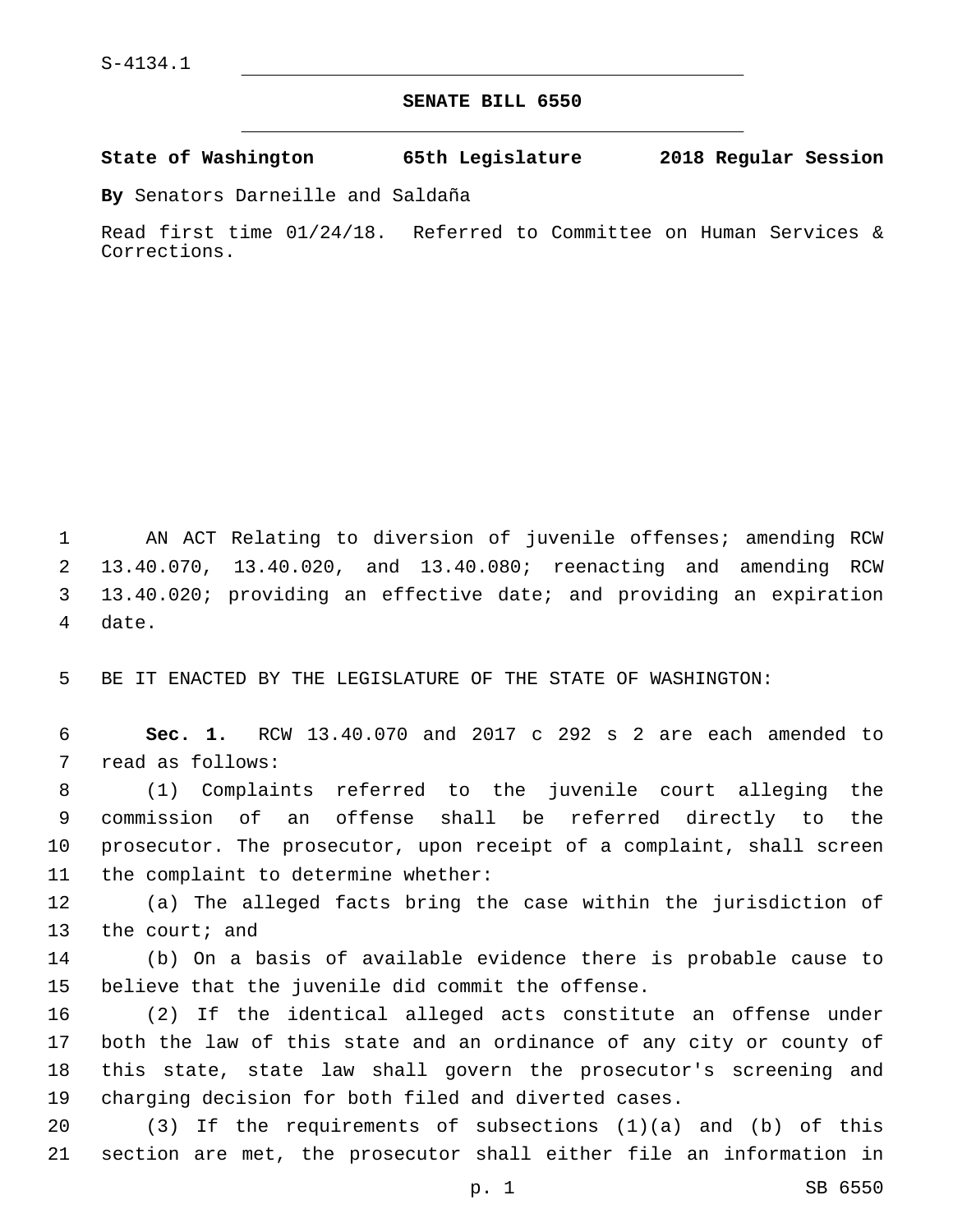S-4134.1

# SENATE BILL 6550

**State of Washington 65th Legislature 2018 Regular Session**

**By** Senators Darneille and Saldaña

Read first time 01/24/18. Referred to Committee on Human Services & Corrections.

AN ACT Relating to diversion of juvenile offenses; amending RCW 13.40.070, 13.40.020, and 13.40.080; reenacting and amending RCW 13.40.020; providing an effective date; and providing an expiration date.

BE IT ENACTED BY THE LEGISLATURE OF THE STATE OF WASHINGTON:

**Sec. 1.** RCW 13.40.070 and 2017 c 292 s 2 are each amended to read as follows:

(1) Complaints referred to the juvenile court alleging the commission of an offense shall be referred directly to the prosecutor. The prosecutor, upon receipt of a complaint, shall screen the complaint to determine whether:

(a) The alleged facts bring the case within the jurisdiction of the court; and

(b) On a basis of available evidence there is probable cause to believe that the juvenile did commit the offense.

(2) If the identical alleged acts constitute an offense under both the law of this state and an ordinance of any city or county of this state, state law shall govern the prosecutor's screening and charging decision for both filed and diverted cases.

(3) If the requirements of subsections (1)(a) and (b) of this section are met, the prosecutor shall either file an information in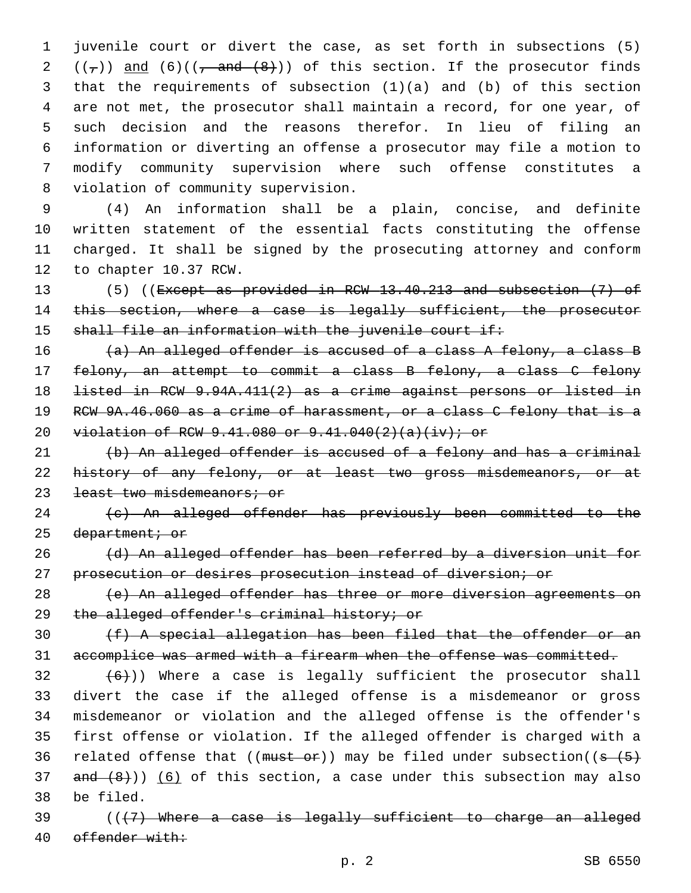juvenile court or divert the case, as set forth in subsections (5) ((~~,~~)) <u>and</u> (6)((~~, and (8)~~)) of this section. If the prosecutor finds that the requirements of subsection (1)(a) and (b) of this section are not met, the prosecutor shall maintain a record, for one year, of such decision and the reasons therefor. In lieu of filing an information or diverting an offense a prosecutor may file a motion to modify community supervision where such offense constitutes a violation of community supervision.

(4) An information shall be a plain, concise, and definite written statement of the essential facts constituting the offense charged. It shall be signed by the prosecuting attorney and conform to chapter 10.37 RCW.

(5) ((~~Except as provided in RCW 13.40.213 and subsection (7) of this section, where a case is legally sufficient, the prosecutor shall file an information with the juvenile court if:~~

~~(a) An alleged offender is accused of a class A felony, a class B felony, an attempt to commit a class B felony, a class C felony listed in RCW 9.94A.411(2) as a crime against persons or listed in RCW 9A.46.060 as a crime of harassment, or a class C felony that is a violation of RCW 9.41.080 or 9.41.040(2)(a)(iv); or~~

~~(b) An alleged offender is accused of a felony and has a criminal history of any felony, or at least two gross misdemeanors, or at least two misdemeanors; or~~

~~(c) An alleged offender has previously been committed to the department; or~~

~~(d) An alleged offender has been referred by a diversion unit for prosecution or desires prosecution instead of diversion; or~~

~~(e) An alleged offender has three or more diversion agreements on the alleged offender's criminal history; or~~

~~(f) A special allegation has been filed that the offender or an accomplice was armed with a firearm when the offense was committed.~~

~~(6)~~)) Where a case is legally sufficient the prosecutor shall divert the case if the alleged offense is a misdemeanor or gross misdemeanor or violation and the alleged offense is the offender's first offense or violation. If the alleged offender is charged with a related offense that ((~~must or~~)) may be filed under subsection((~~s (5) and (8)~~)) <u>(6)</u> of this section, a case under this subsection may also be filed.

((~~(7) Where a case is legally sufficient to charge an alleged offender with:~~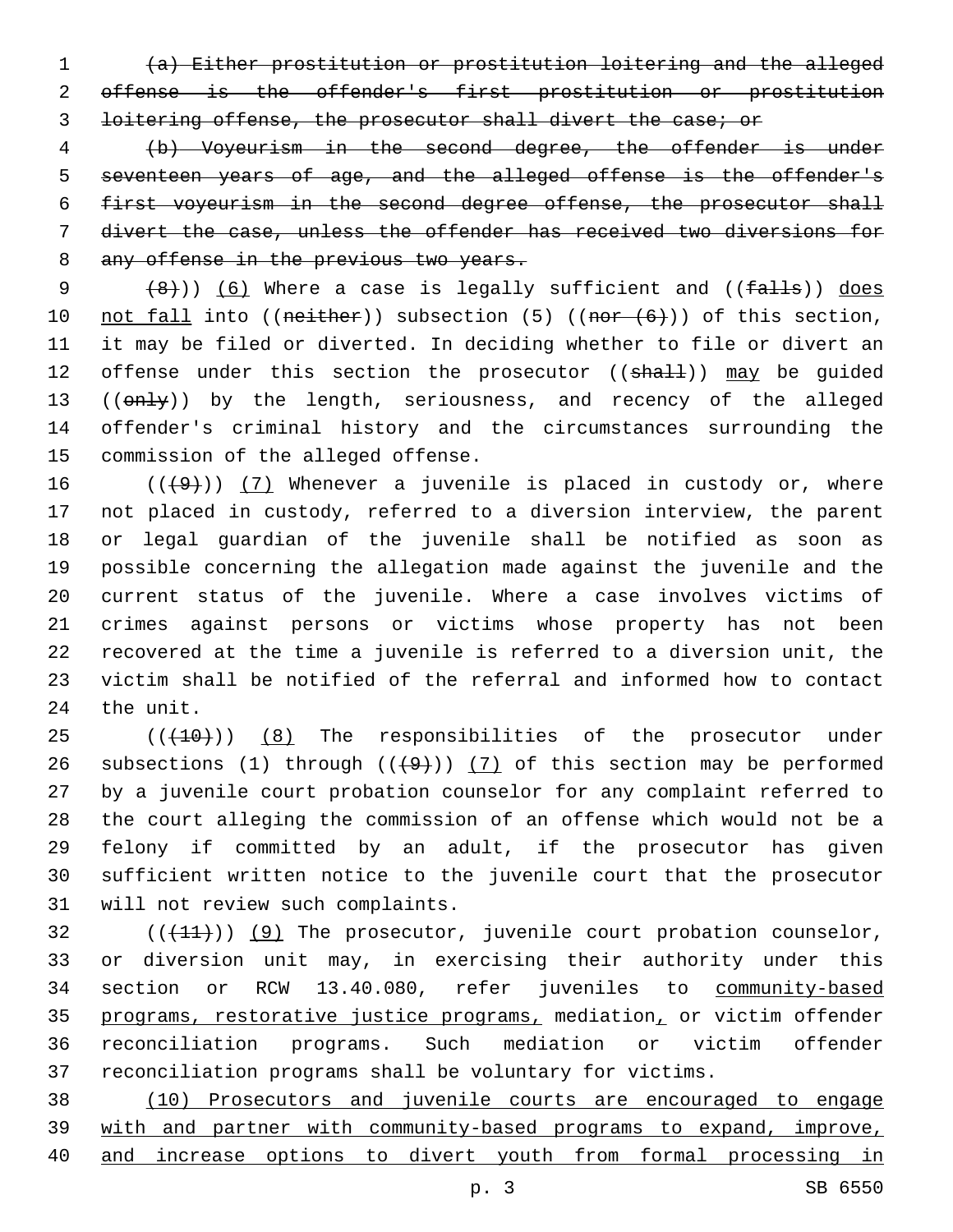~~(a) Either prostitution or prostitution loitering and the alleged offense is the offender's first prostitution or prostitution loitering offense, the prosecutor shall divert the case; or~~

~~(b) Voyeurism in the second degree, the offender is under seventeen years of age, and the alleged offense is the offender's first voyeurism in the second degree offense, the prosecutor shall divert the case, unless the offender has received two diversions for any offense in the previous two years.~~

~~(8)~~)) (6) Where a case is legally sufficient and ((~~falls~~)) does not fall into ((~~neither~~)) subsection (5) ((~~nor (6)~~)) of this section, it may be filed or diverted. In deciding whether to file or divert an offense under this section the prosecutor ((~~shall~~)) may be guided ((~~only~~)) by the length, seriousness, and recency of the alleged offender's criminal history and the circumstances surrounding the commission of the alleged offense.

((~~(9)~~)) (7) Whenever a juvenile is placed in custody or, where not placed in custody, referred to a diversion interview, the parent or legal guardian of the juvenile shall be notified as soon as possible concerning the allegation made against the juvenile and the current status of the juvenile. Where a case involves victims of crimes against persons or victims whose property has not been recovered at the time a juvenile is referred to a diversion unit, the victim shall be notified of the referral and informed how to contact the unit.

((~~(10)~~)) (8) The responsibilities of the prosecutor under subsections (1) through ((~~(9)~~)) (7) of this section may be performed by a juvenile court probation counselor for any complaint referred to the court alleging the commission of an offense which would not be a felony if committed by an adult, if the prosecutor has given sufficient written notice to the juvenile court that the prosecutor will not review such complaints.

((~~(11)~~)) (9) The prosecutor, juvenile court probation counselor, or diversion unit may, in exercising their authority under this section or RCW 13.40.080, refer juveniles to community-based programs, restorative justice programs, mediation, or victim offender reconciliation programs. Such mediation or victim offender reconciliation programs shall be voluntary for victims.

(10) Prosecutors and juvenile courts are encouraged to engage with and partner with community-based programs to expand, improve, and increase options to divert youth from formal processing in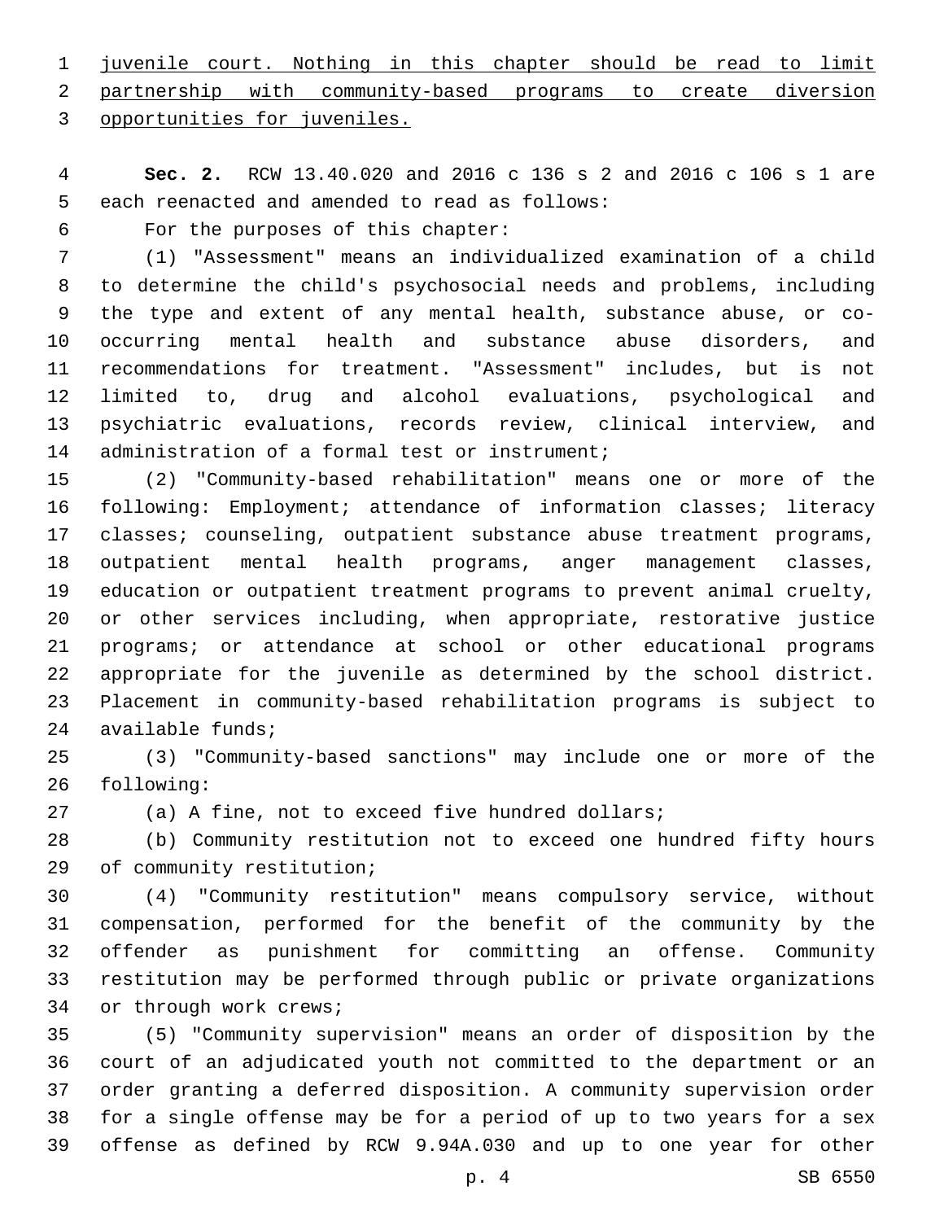juvenile court. Nothing in this chapter should be read to limit partnership with community-based programs to create diversion opportunities for juveniles.

**Sec. 2.** RCW 13.40.020 and 2016 c 136 s 2 and 2016 c 106 s 1 are each reenacted and amended to read as follows:

For the purposes of this chapter:

(1) "Assessment" means an individualized examination of a child to determine the child's psychosocial needs and problems, including the type and extent of any mental health, substance abuse, or co-occurring mental health and substance abuse disorders, and recommendations for treatment. "Assessment" includes, but is not limited to, drug and alcohol evaluations, psychological and psychiatric evaluations, records review, clinical interview, and administration of a formal test or instrument;

(2) "Community-based rehabilitation" means one or more of the following: Employment; attendance of information classes; literacy classes; counseling, outpatient substance abuse treatment programs, outpatient mental health programs, anger management classes, education or outpatient treatment programs to prevent animal cruelty, or other services including, when appropriate, restorative justice programs; or attendance at school or other educational programs appropriate for the juvenile as determined by the school district. Placement in community-based rehabilitation programs is subject to available funds;

(3) "Community-based sanctions" may include one or more of the following:

(a) A fine, not to exceed five hundred dollars;

(b) Community restitution not to exceed one hundred fifty hours of community restitution;

(4) "Community restitution" means compulsory service, without compensation, performed for the benefit of the community by the offender as punishment for committing an offense. Community restitution may be performed through public or private organizations or through work crews;

(5) "Community supervision" means an order of disposition by the court of an adjudicated youth not committed to the department or an order granting a deferred disposition. A community supervision order for a single offense may be for a period of up to two years for a sex offense as defined by RCW 9.94A.030 and up to one year for other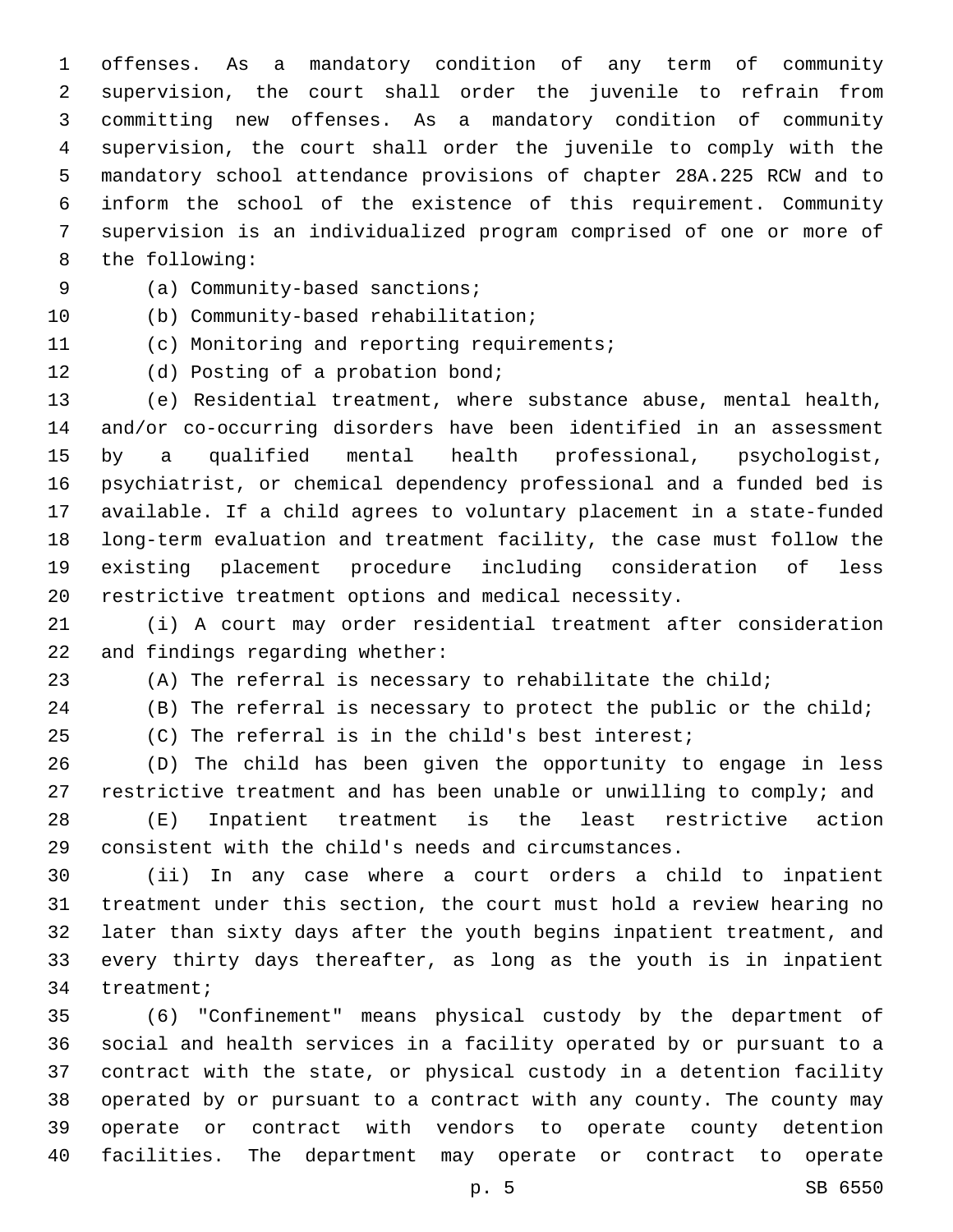offenses. As a mandatory condition of any term of community supervision, the court shall order the juvenile to refrain from committing new offenses. As a mandatory condition of community supervision, the court shall order the juvenile to comply with the mandatory school attendance provisions of chapter 28A.225 RCW and to inform the school of the existence of this requirement. Community supervision is an individualized program comprised of one or more of the following:

(a) Community-based sanctions;

(b) Community-based rehabilitation;

(c) Monitoring and reporting requirements;

(d) Posting of a probation bond;

(e) Residential treatment, where substance abuse, mental health, and/or co-occurring disorders have been identified in an assessment by a qualified mental health professional, psychologist, psychiatrist, or chemical dependency professional and a funded bed is available. If a child agrees to voluntary placement in a state-funded long-term evaluation and treatment facility, the case must follow the existing placement procedure including consideration of less restrictive treatment options and medical necessity.

(i) A court may order residential treatment after consideration and findings regarding whether:

(A) The referral is necessary to rehabilitate the child;

(B) The referral is necessary to protect the public or the child;

(C) The referral is in the child's best interest;

(D) The child has been given the opportunity to engage in less restrictive treatment and has been unable or unwilling to comply; and

(E) Inpatient treatment is the least restrictive action consistent with the child's needs and circumstances.

(ii) In any case where a court orders a child to inpatient treatment under this section, the court must hold a review hearing no later than sixty days after the youth begins inpatient treatment, and every thirty days thereafter, as long as the youth is in inpatient treatment;

(6) "Confinement" means physical custody by the department of social and health services in a facility operated by or pursuant to a contract with the state, or physical custody in a detention facility operated by or pursuant to a contract with any county. The county may operate or contract with vendors to operate county detention facilities. The department may operate or contract to operate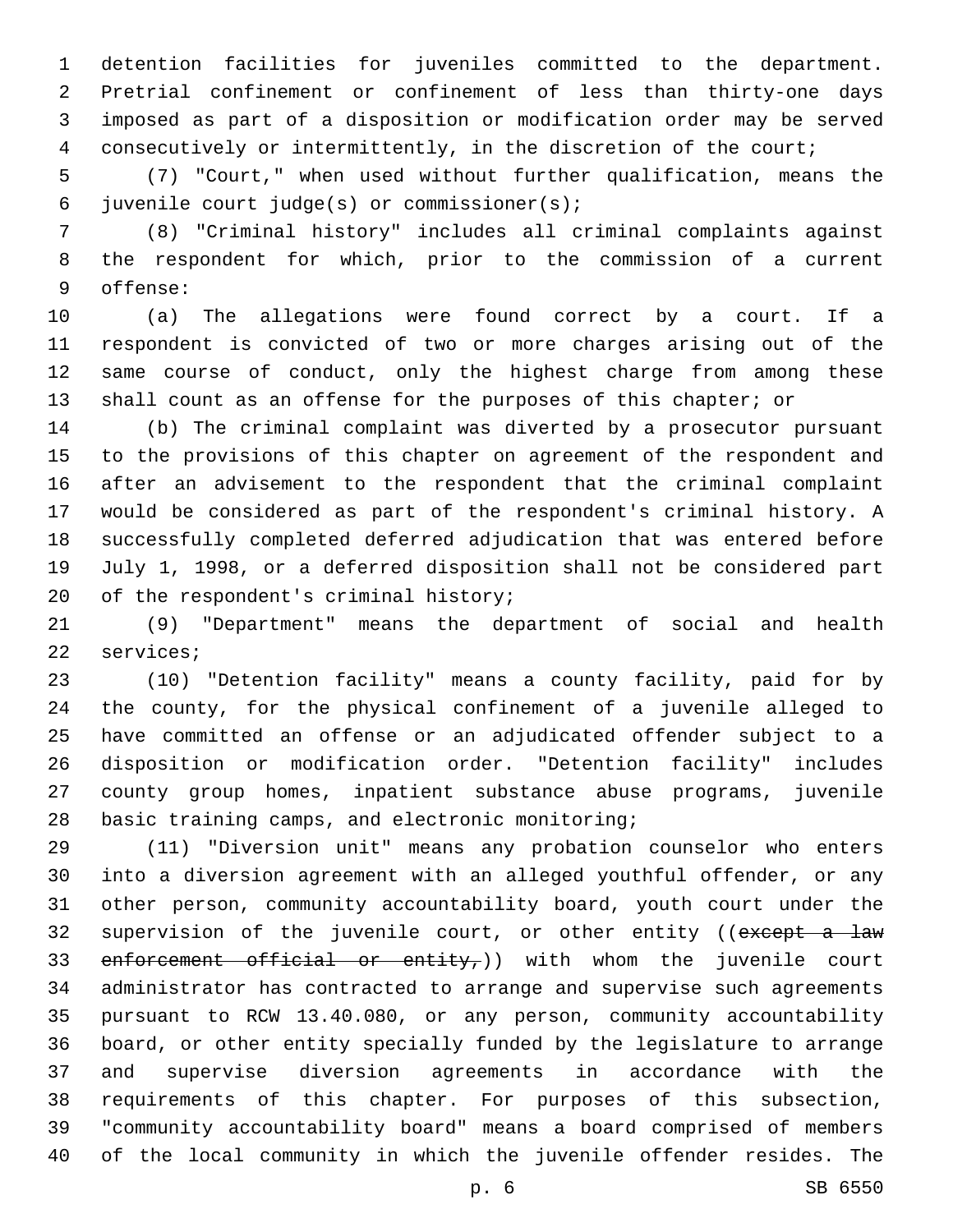detention facilities for juveniles committed to the department. Pretrial confinement or confinement of less than thirty-one days imposed as part of a disposition or modification order may be served consecutively or intermittently, in the discretion of the court;

(7) "Court," when used without further qualification, means the juvenile court judge(s) or commissioner(s);

(8) "Criminal history" includes all criminal complaints against the respondent for which, prior to the commission of a current offense:

(a) The allegations were found correct by a court. If a respondent is convicted of two or more charges arising out of the same course of conduct, only the highest charge from among these shall count as an offense for the purposes of this chapter; or

(b) The criminal complaint was diverted by a prosecutor pursuant to the provisions of this chapter on agreement of the respondent and after an advisement to the respondent that the criminal complaint would be considered as part of the respondent's criminal history. A successfully completed deferred adjudication that was entered before July 1, 1998, or a deferred disposition shall not be considered part of the respondent's criminal history;

(9) "Department" means the department of social and health services;

(10) "Detention facility" means a county facility, paid for by the county, for the physical confinement of a juvenile alleged to have committed an offense or an adjudicated offender subject to a disposition or modification order. "Detention facility" includes county group homes, inpatient substance abuse programs, juvenile basic training camps, and electronic monitoring;

(11) "Diversion unit" means any probation counselor who enters into a diversion agreement with an alleged youthful offender, or any other person, community accountability board, youth court under the supervision of the juvenile court, or other entity ((~~except a law enforcement official or entity,~~)) with whom the juvenile court administrator has contracted to arrange and supervise such agreements pursuant to RCW 13.40.080, or any person, community accountability board, or other entity specially funded by the legislature to arrange and supervise diversion agreements in accordance with the requirements of this chapter. For purposes of this subsection, "community accountability board" means a board comprised of members of the local community in which the juvenile offender resides. The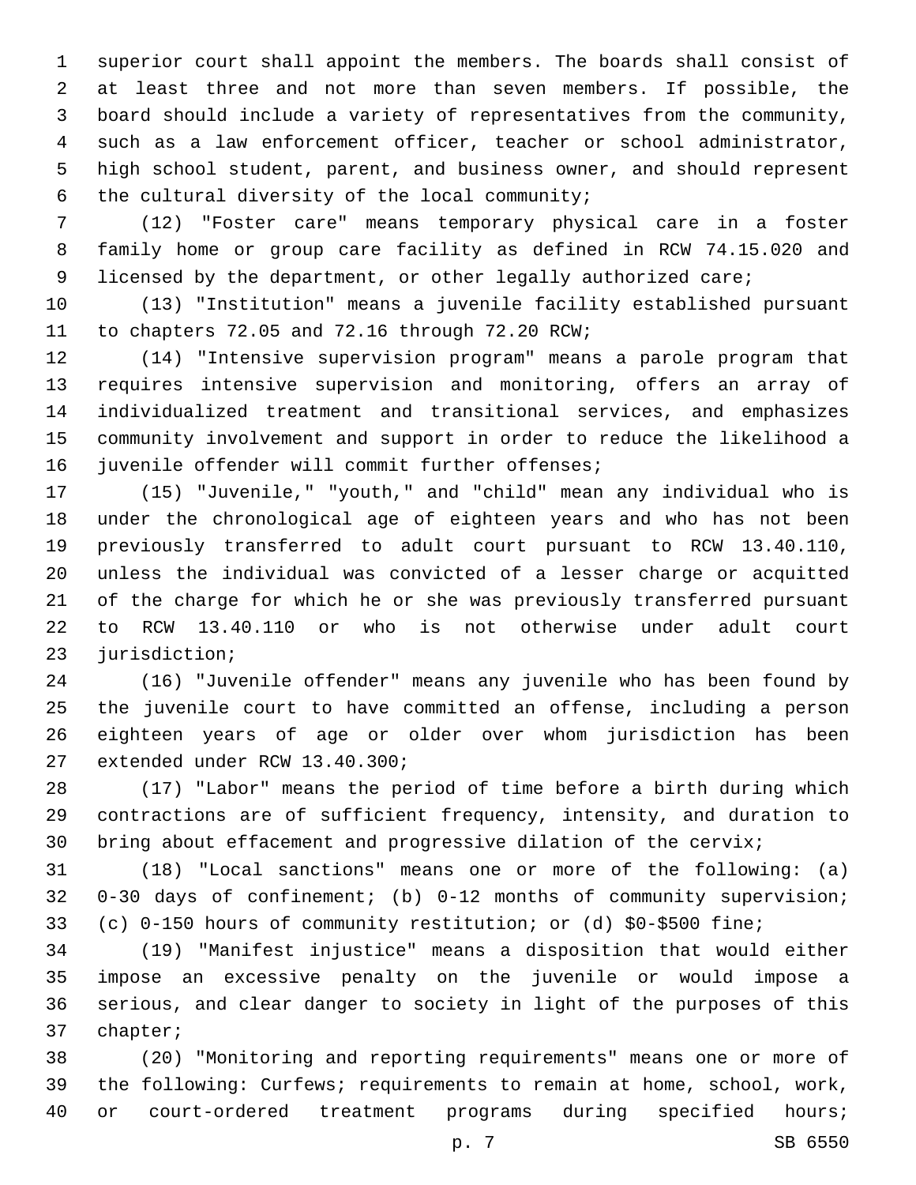superior court shall appoint the members. The boards shall consist of at least three and not more than seven members. If possible, the board should include a variety of representatives from the community, such as a law enforcement officer, teacher or school administrator, high school student, parent, and business owner, and should represent the cultural diversity of the local community;

(12) "Foster care" means temporary physical care in a foster family home or group care facility as defined in RCW 74.15.020 and licensed by the department, or other legally authorized care;

(13) "Institution" means a juvenile facility established pursuant to chapters 72.05 and 72.16 through 72.20 RCW;

(14) "Intensive supervision program" means a parole program that requires intensive supervision and monitoring, offers an array of individualized treatment and transitional services, and emphasizes community involvement and support in order to reduce the likelihood a juvenile offender will commit further offenses;

(15) "Juvenile," "youth," and "child" mean any individual who is under the chronological age of eighteen years and who has not been previously transferred to adult court pursuant to RCW 13.40.110, unless the individual was convicted of a lesser charge or acquitted of the charge for which he or she was previously transferred pursuant to RCW 13.40.110 or who is not otherwise under adult court jurisdiction;

(16) "Juvenile offender" means any juvenile who has been found by the juvenile court to have committed an offense, including a person eighteen years of age or older over whom jurisdiction has been extended under RCW 13.40.300;

(17) "Labor" means the period of time before a birth during which contractions are of sufficient frequency, intensity, and duration to bring about effacement and progressive dilation of the cervix;

(18) "Local sanctions" means one or more of the following: (a) 0-30 days of confinement; (b) 0-12 months of community supervision; (c) 0-150 hours of community restitution; or (d) $0-$500 fine;

(19) "Manifest injustice" means a disposition that would either impose an excessive penalty on the juvenile or would impose a serious, and clear danger to society in light of the purposes of this chapter;

(20) "Monitoring and reporting requirements" means one or more of the following: Curfews; requirements to remain at home, school, work, or court-ordered treatment programs during specified hours;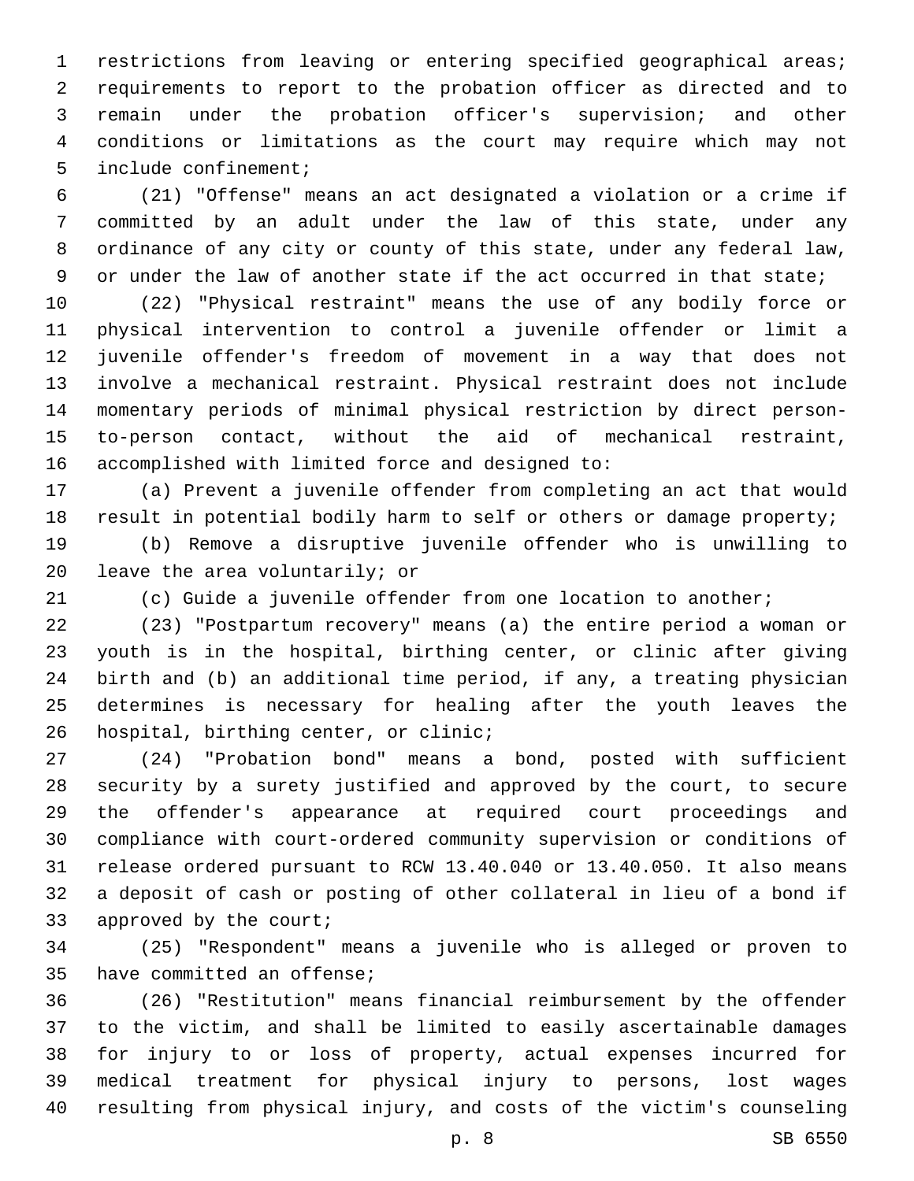restrictions from leaving or entering specified geographical areas; requirements to report to the probation officer as directed and to remain under the probation officer's supervision; and other conditions or limitations as the court may require which may not include confinement;

(21) "Offense" means an act designated a violation or a crime if committed by an adult under the law of this state, under any ordinance of any city or county of this state, under any federal law, or under the law of another state if the act occurred in that state;

(22) "Physical restraint" means the use of any bodily force or physical intervention to control a juvenile offender or limit a juvenile offender's freedom of movement in a way that does not involve a mechanical restraint. Physical restraint does not include momentary periods of minimal physical restriction by direct person-to-person contact, without the aid of mechanical restraint, accomplished with limited force and designed to:

(a) Prevent a juvenile offender from completing an act that would result in potential bodily harm to self or others or damage property;

(b) Remove a disruptive juvenile offender who is unwilling to leave the area voluntarily; or

(c) Guide a juvenile offender from one location to another;

(23) "Postpartum recovery" means (a) the entire period a woman or youth is in the hospital, birthing center, or clinic after giving birth and (b) an additional time period, if any, a treating physician determines is necessary for healing after the youth leaves the hospital, birthing center, or clinic;

(24) "Probation bond" means a bond, posted with sufficient security by a surety justified and approved by the court, to secure the offender's appearance at required court proceedings and compliance with court-ordered community supervision or conditions of release ordered pursuant to RCW 13.40.040 or 13.40.050. It also means a deposit of cash or posting of other collateral in lieu of a bond if approved by the court;

(25) "Respondent" means a juvenile who is alleged or proven to have committed an offense;

(26) "Restitution" means financial reimbursement by the offender to the victim, and shall be limited to easily ascertainable damages for injury to or loss of property, actual expenses incurred for medical treatment for physical injury to persons, lost wages resulting from physical injury, and costs of the victim's counseling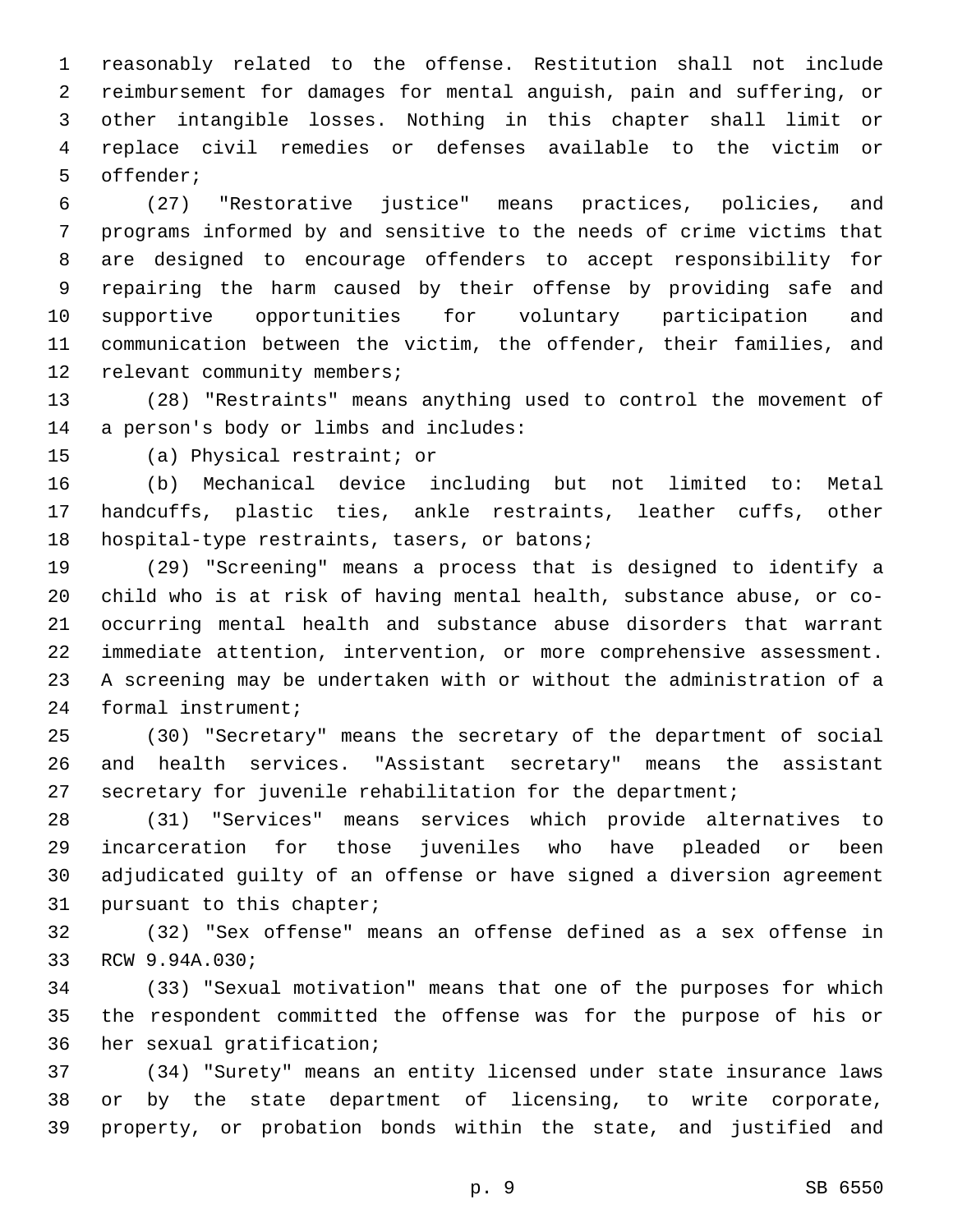reasonably related to the offense. Restitution shall not include reimbursement for damages for mental anguish, pain and suffering, or other intangible losses. Nothing in this chapter shall limit or replace civil remedies or defenses available to the victim or offender;

(27) "Restorative justice" means practices, policies, and programs informed by and sensitive to the needs of crime victims that are designed to encourage offenders to accept responsibility for repairing the harm caused by their offense by providing safe and supportive opportunities for voluntary participation and communication between the victim, the offender, their families, and relevant community members;

(28) "Restraints" means anything used to control the movement of a person's body or limbs and includes:

(a) Physical restraint; or

(b) Mechanical device including but not limited to: Metal handcuffs, plastic ties, ankle restraints, leather cuffs, other hospital-type restraints, tasers, or batons;

(29) "Screening" means a process that is designed to identify a child who is at risk of having mental health, substance abuse, or co-occurring mental health and substance abuse disorders that warrant immediate attention, intervention, or more comprehensive assessment. A screening may be undertaken with or without the administration of a formal instrument;

(30) "Secretary" means the secretary of the department of social and health services. "Assistant secretary" means the assistant secretary for juvenile rehabilitation for the department;

(31) "Services" means services which provide alternatives to incarceration for those juveniles who have pleaded or been adjudicated guilty of an offense or have signed a diversion agreement pursuant to this chapter;

(32) "Sex offense" means an offense defined as a sex offense in RCW 9.94A.030;

(33) "Sexual motivation" means that one of the purposes for which the respondent committed the offense was for the purpose of his or her sexual gratification;

(34) "Surety" means an entity licensed under state insurance laws or by the state department of licensing, to write corporate, property, or probation bonds within the state, and justified and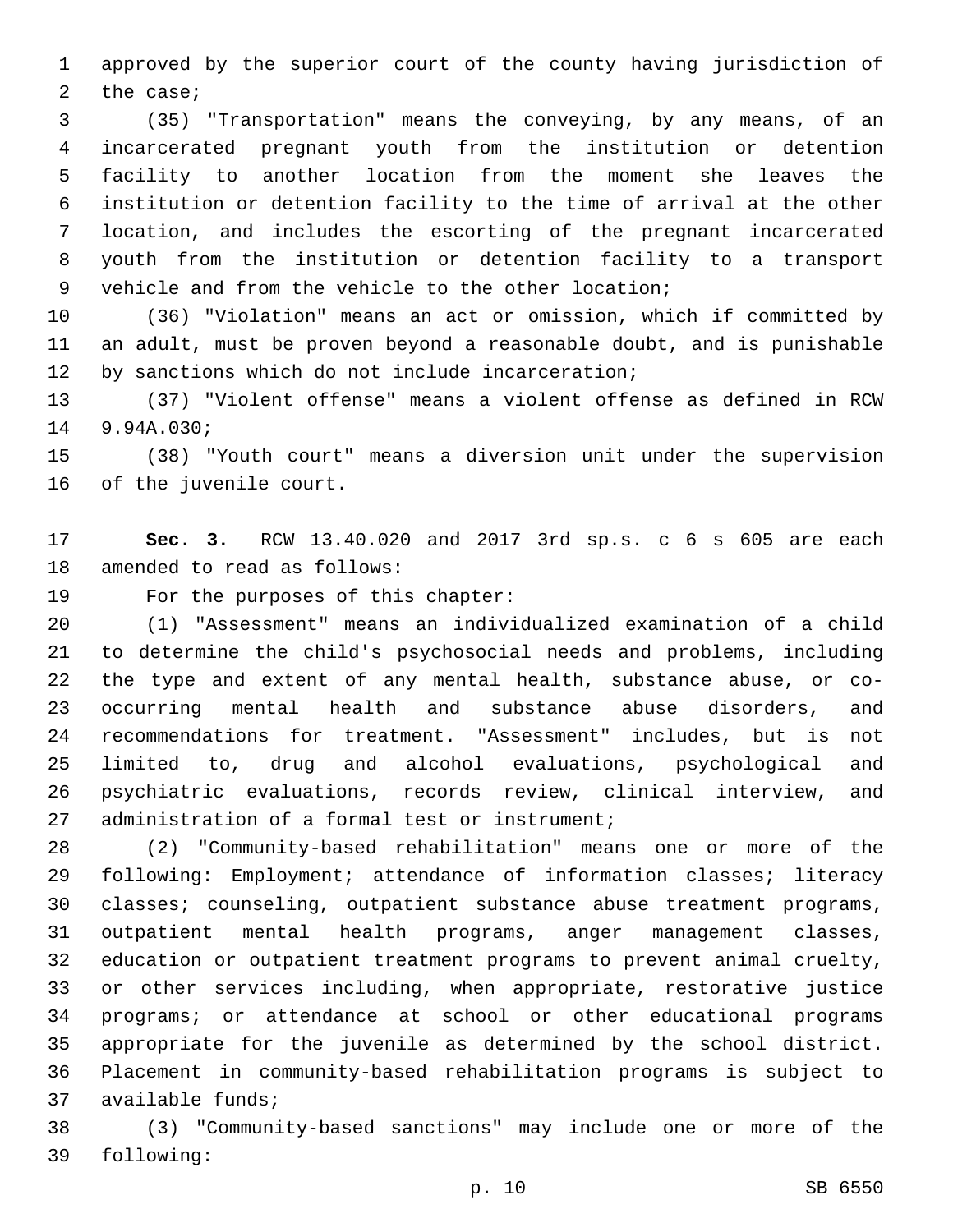approved by the superior court of the county having jurisdiction of the case;

(35) "Transportation" means the conveying, by any means, of an incarcerated pregnant youth from the institution or detention facility to another location from the moment she leaves the institution or detention facility to the time of arrival at the other location, and includes the escorting of the pregnant incarcerated youth from the institution or detention facility to a transport vehicle and from the vehicle to the other location;

(36) "Violation" means an act or omission, which if committed by an adult, must be proven beyond a reasonable doubt, and is punishable by sanctions which do not include incarceration;

(37) "Violent offense" means a violent offense as defined in RCW 9.94A.030;

(38) "Youth court" means a diversion unit under the supervision of the juvenile court.

**Sec. 3.** RCW 13.40.020 and 2017 3rd sp.s. c 6 s 605 are each amended to read as follows:

For the purposes of this chapter:

(1) "Assessment" means an individualized examination of a child to determine the child's psychosocial needs and problems, including the type and extent of any mental health, substance abuse, or co-occurring mental health and substance abuse disorders, and recommendations for treatment. "Assessment" includes, but is not limited to, drug and alcohol evaluations, psychological and psychiatric evaluations, records review, clinical interview, and administration of a formal test or instrument;

(2) "Community-based rehabilitation" means one or more of the following: Employment; attendance of information classes; literacy classes; counseling, outpatient substance abuse treatment programs, outpatient mental health programs, anger management classes, education or outpatient treatment programs to prevent animal cruelty, or other services including, when appropriate, restorative justice programs; or attendance at school or other educational programs appropriate for the juvenile as determined by the school district. Placement in community-based rehabilitation programs is subject to available funds;

(3) "Community-based sanctions" may include one or more of the following: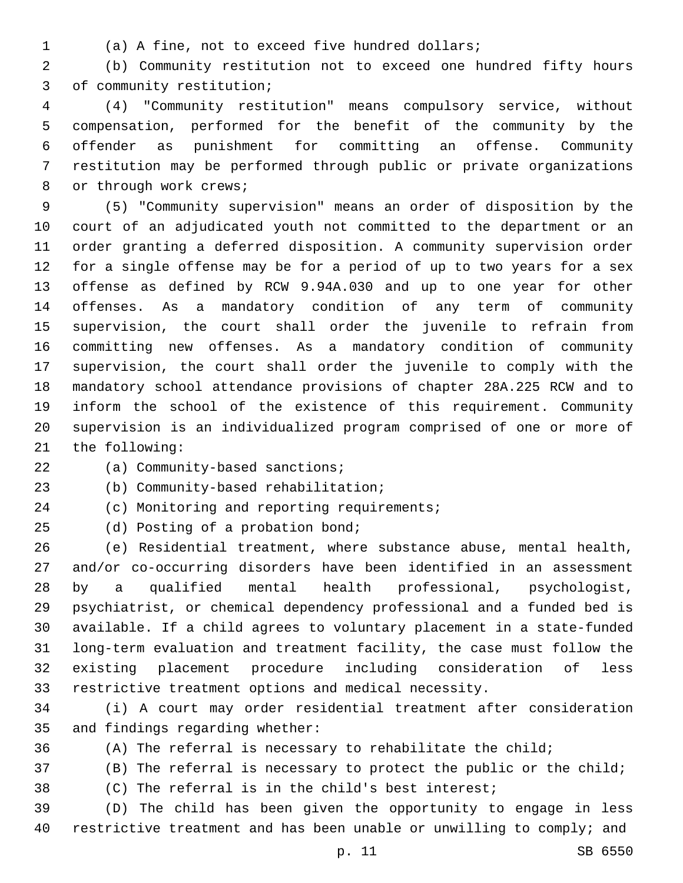(a) A fine, not to exceed five hundred dollars;

(b) Community restitution not to exceed one hundred fifty hours of community restitution;

(4) "Community restitution" means compulsory service, without compensation, performed for the benefit of the community by the offender as punishment for committing an offense. Community restitution may be performed through public or private organizations or through work crews;

(5) "Community supervision" means an order of disposition by the court of an adjudicated youth not committed to the department or an order granting a deferred disposition. A community supervision order for a single offense may be for a period of up to two years for a sex offense as defined by RCW 9.94A.030 and up to one year for other offenses. As a mandatory condition of any term of community supervision, the court shall order the juvenile to refrain from committing new offenses. As a mandatory condition of community supervision, the court shall order the juvenile to comply with the mandatory school attendance provisions of chapter 28A.225 RCW and to inform the school of the existence of this requirement. Community supervision is an individualized program comprised of one or more of the following:

(a) Community-based sanctions;

(b) Community-based rehabilitation;

(c) Monitoring and reporting requirements;

(d) Posting of a probation bond;

(e) Residential treatment, where substance abuse, mental health, and/or co-occurring disorders have been identified in an assessment by a qualified mental health professional, psychologist, psychiatrist, or chemical dependency professional and a funded bed is available. If a child agrees to voluntary placement in a state-funded long-term evaluation and treatment facility, the case must follow the existing placement procedure including consideration of less restrictive treatment options and medical necessity.

(i) A court may order residential treatment after consideration and findings regarding whether:

(A) The referral is necessary to rehabilitate the child;

(B) The referral is necessary to protect the public or the child;

(C) The referral is in the child's best interest;

(D) The child has been given the opportunity to engage in less restrictive treatment and has been unable or unwilling to comply; and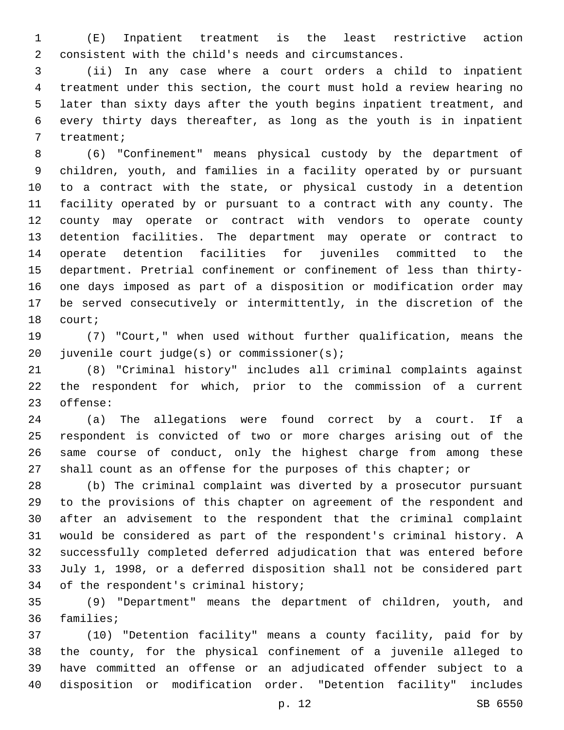(E) Inpatient treatment is the least restrictive action consistent with the child's needs and circumstances.

(ii) In any case where a court orders a child to inpatient treatment under this section, the court must hold a review hearing no later than sixty days after the youth begins inpatient treatment, and every thirty days thereafter, as long as the youth is in inpatient treatment;

(6) "Confinement" means physical custody by the department of children, youth, and families in a facility operated by or pursuant to a contract with the state, or physical custody in a detention facility operated by or pursuant to a contract with any county. The county may operate or contract with vendors to operate county detention facilities. The department may operate or contract to operate detention facilities for juveniles committed to the department. Pretrial confinement or confinement of less than thirty-one days imposed as part of a disposition or modification order may be served consecutively or intermittently, in the discretion of the court;

(7) "Court," when used without further qualification, means the juvenile court judge(s) or commissioner(s);

(8) "Criminal history" includes all criminal complaints against the respondent for which, prior to the commission of a current offense:

(a) The allegations were found correct by a court. If a respondent is convicted of two or more charges arising out of the same course of conduct, only the highest charge from among these shall count as an offense for the purposes of this chapter; or

(b) The criminal complaint was diverted by a prosecutor pursuant to the provisions of this chapter on agreement of the respondent and after an advisement to the respondent that the criminal complaint would be considered as part of the respondent's criminal history. A successfully completed deferred adjudication that was entered before July 1, 1998, or a deferred disposition shall not be considered part of the respondent's criminal history;

(9) "Department" means the department of children, youth, and families;

(10) "Detention facility" means a county facility, paid for by the county, for the physical confinement of a juvenile alleged to have committed an offense or an adjudicated offender subject to a disposition or modification order. "Detention facility" includes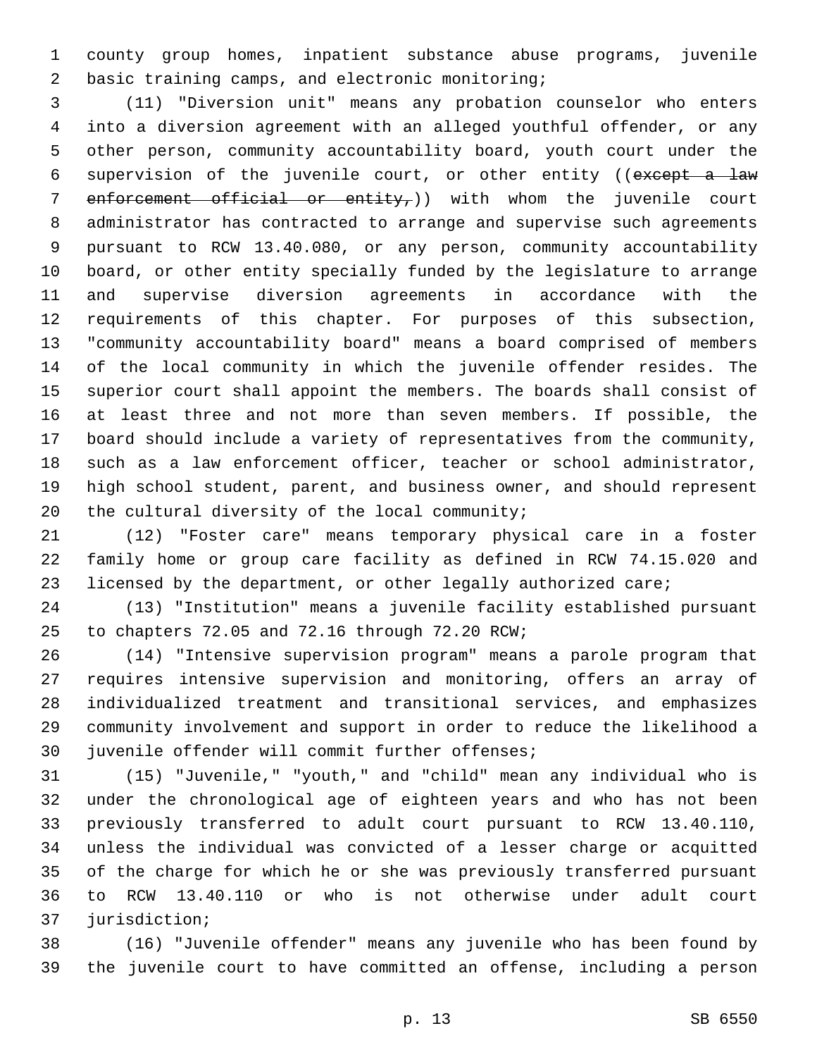county group homes, inpatient substance abuse programs, juvenile basic training camps, and electronic monitoring;

(11) "Diversion unit" means any probation counselor who enters into a diversion agreement with an alleged youthful offender, or any other person, community accountability board, youth court under the supervision of the juvenile court, or other entity ((~~except a law enforcement official or entity,~~)) with whom the juvenile court administrator has contracted to arrange and supervise such agreements pursuant to RCW 13.40.080, or any person, community accountability board, or other entity specially funded by the legislature to arrange and supervise diversion agreements in accordance with the requirements of this chapter. For purposes of this subsection, "community accountability board" means a board comprised of members of the local community in which the juvenile offender resides. The superior court shall appoint the members. The boards shall consist of at least three and not more than seven members. If possible, the board should include a variety of representatives from the community, such as a law enforcement officer, teacher or school administrator, high school student, parent, and business owner, and should represent the cultural diversity of the local community;

(12) "Foster care" means temporary physical care in a foster family home or group care facility as defined in RCW 74.15.020 and licensed by the department, or other legally authorized care;

(13) "Institution" means a juvenile facility established pursuant to chapters 72.05 and 72.16 through 72.20 RCW;

(14) "Intensive supervision program" means a parole program that requires intensive supervision and monitoring, offers an array of individualized treatment and transitional services, and emphasizes community involvement and support in order to reduce the likelihood a juvenile offender will commit further offenses;

(15) "Juvenile," "youth," and "child" mean any individual who is under the chronological age of eighteen years and who has not been previously transferred to adult court pursuant to RCW 13.40.110, unless the individual was convicted of a lesser charge or acquitted of the charge for which he or she was previously transferred pursuant to RCW 13.40.110 or who is not otherwise under adult court jurisdiction;

(16) "Juvenile offender" means any juvenile who has been found by the juvenile court to have committed an offense, including a person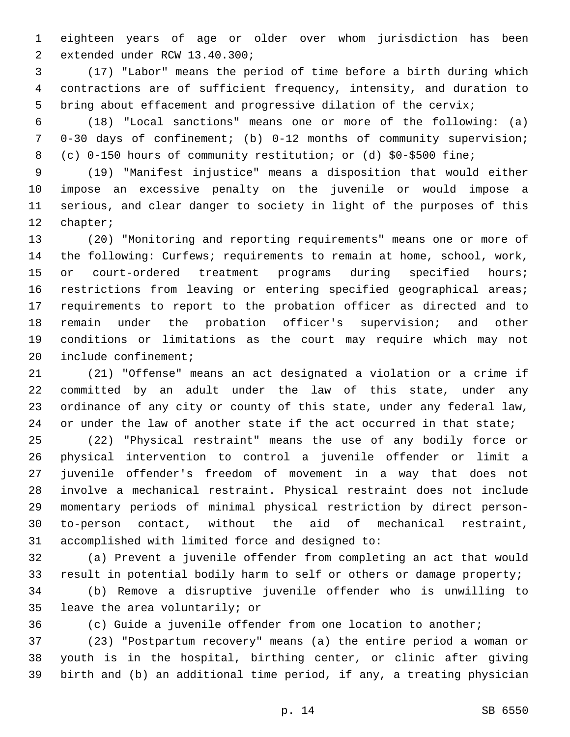eighteen years of age or older over whom jurisdiction has been extended under RCW 13.40.300;

(17) "Labor" means the period of time before a birth during which contractions are of sufficient frequency, intensity, and duration to bring about effacement and progressive dilation of the cervix;

(18) "Local sanctions" means one or more of the following: (a) 0-30 days of confinement; (b) 0-12 months of community supervision; (c) 0-150 hours of community restitution; or (d) $0-$500 fine;

(19) "Manifest injustice" means a disposition that would either impose an excessive penalty on the juvenile or would impose a serious, and clear danger to society in light of the purposes of this chapter;

(20) "Monitoring and reporting requirements" means one or more of the following: Curfews; requirements to remain at home, school, work, or court-ordered treatment programs during specified hours; restrictions from leaving or entering specified geographical areas; requirements to report to the probation officer as directed and to remain under the probation officer's supervision; and other conditions or limitations as the court may require which may not include confinement;

(21) "Offense" means an act designated a violation or a crime if committed by an adult under the law of this state, under any ordinance of any city or county of this state, under any federal law, or under the law of another state if the act occurred in that state;

(22) "Physical restraint" means the use of any bodily force or physical intervention to control a juvenile offender or limit a juvenile offender's freedom of movement in a way that does not involve a mechanical restraint. Physical restraint does not include momentary periods of minimal physical restriction by direct person-to-person contact, without the aid of mechanical restraint, accomplished with limited force and designed to:

(a) Prevent a juvenile offender from completing an act that would result in potential bodily harm to self or others or damage property;

(b) Remove a disruptive juvenile offender who is unwilling to leave the area voluntarily; or

(c) Guide a juvenile offender from one location to another;

(23) "Postpartum recovery" means (a) the entire period a woman or youth is in the hospital, birthing center, or clinic after giving birth and (b) an additional time period, if any, a treating physician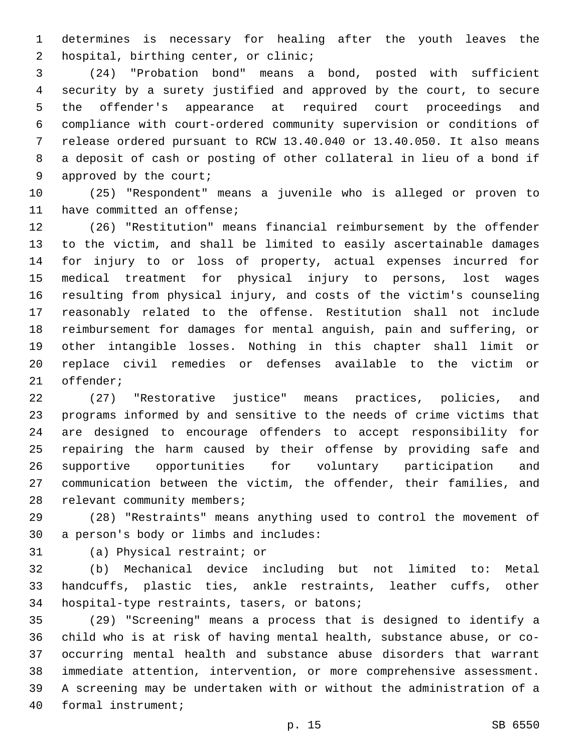determines is necessary for healing after the youth leaves the hospital, birthing center, or clinic;

(24) "Probation bond" means a bond, posted with sufficient security by a surety justified and approved by the court, to secure the offender's appearance at required court proceedings and compliance with court-ordered community supervision or conditions of release ordered pursuant to RCW 13.40.040 or 13.40.050. It also means a deposit of cash or posting of other collateral in lieu of a bond if approved by the court;

(25) "Respondent" means a juvenile who is alleged or proven to have committed an offense;

(26) "Restitution" means financial reimbursement by the offender to the victim, and shall be limited to easily ascertainable damages for injury to or loss of property, actual expenses incurred for medical treatment for physical injury to persons, lost wages resulting from physical injury, and costs of the victim's counseling reasonably related to the offense. Restitution shall not include reimbursement for damages for mental anguish, pain and suffering, or other intangible losses. Nothing in this chapter shall limit or replace civil remedies or defenses available to the victim or offender;

(27) "Restorative justice" means practices, policies, and programs informed by and sensitive to the needs of crime victims that are designed to encourage offenders to accept responsibility for repairing the harm caused by their offense by providing safe and supportive opportunities for voluntary participation and communication between the victim, the offender, their families, and relevant community members;

(28) "Restraints" means anything used to control the movement of a person's body or limbs and includes:

(a) Physical restraint; or

(b) Mechanical device including but not limited to: Metal handcuffs, plastic ties, ankle restraints, leather cuffs, other hospital-type restraints, tasers, or batons;

(29) "Screening" means a process that is designed to identify a child who is at risk of having mental health, substance abuse, or co-occurring mental health and substance abuse disorders that warrant immediate attention, intervention, or more comprehensive assessment. A screening may be undertaken with or without the administration of a formal instrument;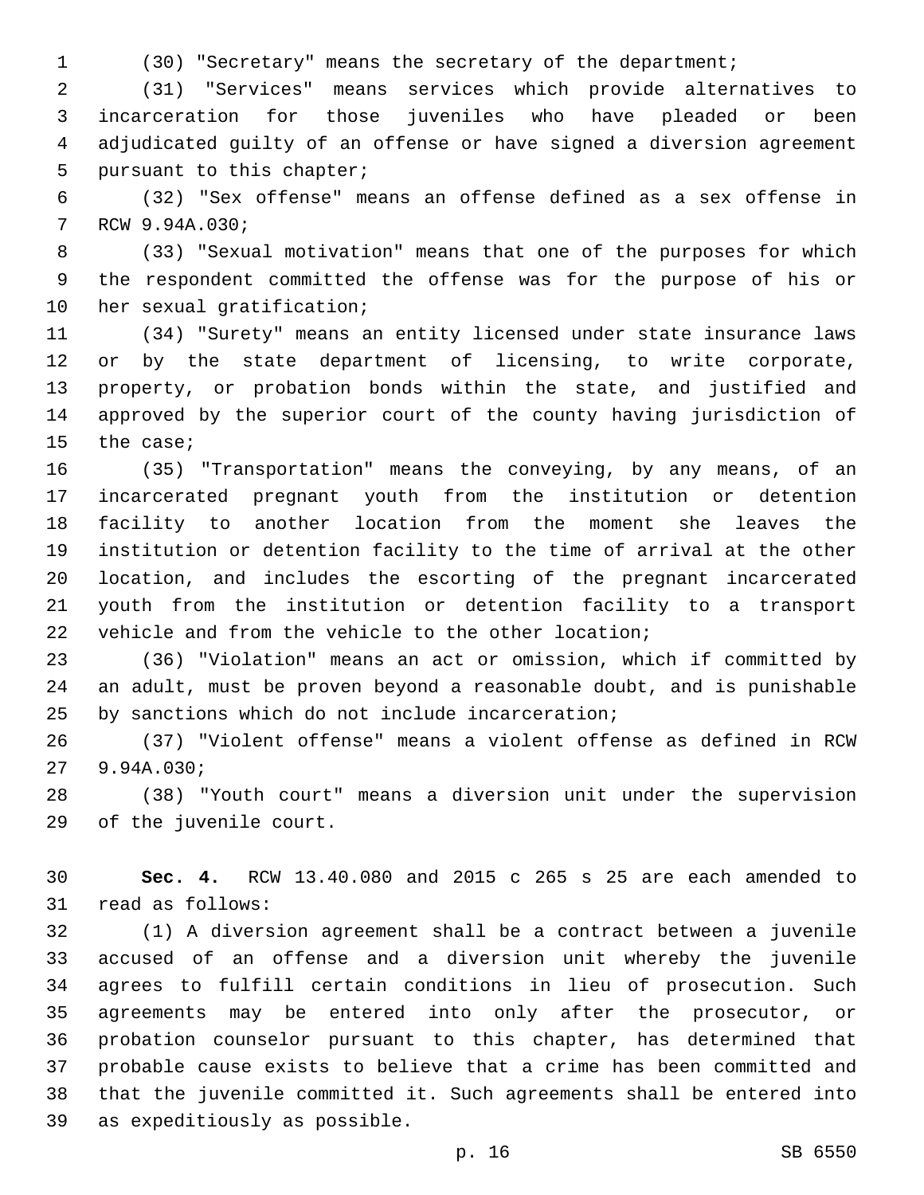(30) "Secretary" means the secretary of the department;

(31) "Services" means services which provide alternatives to incarceration for those juveniles who have pleaded or been adjudicated guilty of an offense or have signed a diversion agreement pursuant to this chapter;

(32) "Sex offense" means an offense defined as a sex offense in RCW 9.94A.030;

(33) "Sexual motivation" means that one of the purposes for which the respondent committed the offense was for the purpose of his or her sexual gratification;

(34) "Surety" means an entity licensed under state insurance laws or by the state department of licensing, to write corporate, property, or probation bonds within the state, and justified and approved by the superior court of the county having jurisdiction of the case;

(35) "Transportation" means the conveying, by any means, of an incarcerated pregnant youth from the institution or detention facility to another location from the moment she leaves the institution or detention facility to the time of arrival at the other location, and includes the escorting of the pregnant incarcerated youth from the institution or detention facility to a transport vehicle and from the vehicle to the other location;

(36) "Violation" means an act or omission, which if committed by an adult, must be proven beyond a reasonable doubt, and is punishable by sanctions which do not include incarceration;

(37) "Violent offense" means a violent offense as defined in RCW 9.94A.030;

(38) "Youth court" means a diversion unit under the supervision of the juvenile court.

**Sec. 4.** RCW 13.40.080 and 2015 c 265 s 25 are each amended to read as follows:

(1) A diversion agreement shall be a contract between a juvenile accused of an offense and a diversion unit whereby the juvenile agrees to fulfill certain conditions in lieu of prosecution. Such agreements may be entered into only after the prosecutor, or probation counselor pursuant to this chapter, has determined that probable cause exists to believe that a crime has been committed and that the juvenile committed it. Such agreements shall be entered into as expeditiously as possible.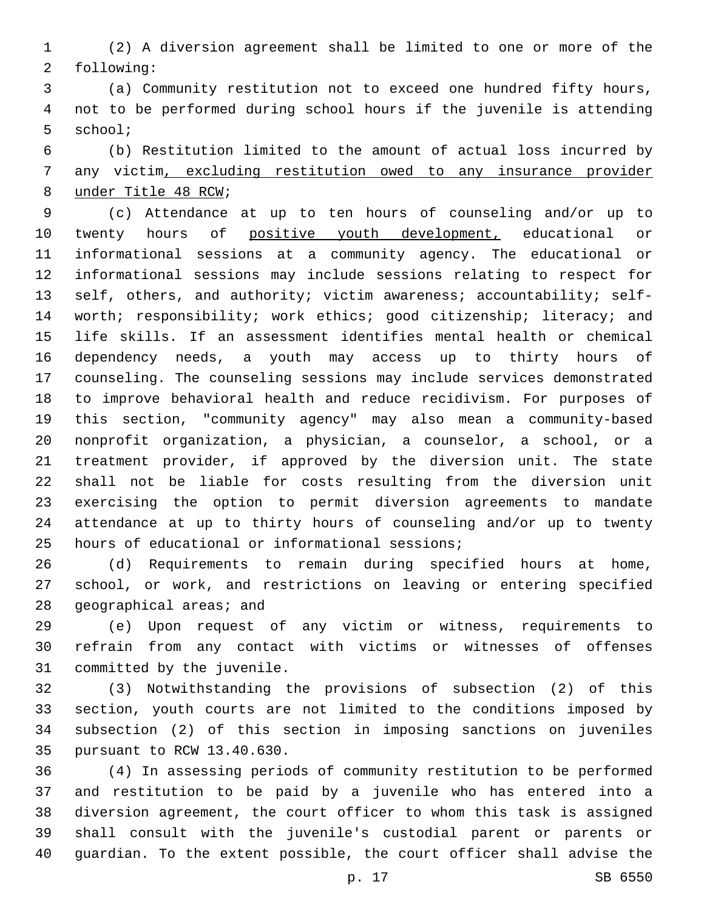(2) A diversion agreement shall be limited to one or more of the following:

(a) Community restitution not to exceed one hundred fifty hours, not to be performed during school hours if the juvenile is attending school;

(b) Restitution limited to the amount of actual loss incurred by any victim, excluding restitution owed to any insurance provider under Title 48 RCW;

(c) Attendance at up to ten hours of counseling and/or up to twenty hours of positive youth development, educational or informational sessions at a community agency. The educational or informational sessions may include sessions relating to respect for self, others, and authority; victim awareness; accountability; self-worth; responsibility; work ethics; good citizenship; literacy; and life skills. If an assessment identifies mental health or chemical dependency needs, a youth may access up to thirty hours of counseling. The counseling sessions may include services demonstrated to improve behavioral health and reduce recidivism. For purposes of this section, "community agency" may also mean a community-based nonprofit organization, a physician, a counselor, a school, or a treatment provider, if approved by the diversion unit. The state shall not be liable for costs resulting from the diversion unit exercising the option to permit diversion agreements to mandate attendance at up to thirty hours of counseling and/or up to twenty hours of educational or informational sessions;

(d) Requirements to remain during specified hours at home, school, or work, and restrictions on leaving or entering specified geographical areas; and

(e) Upon request of any victim or witness, requirements to refrain from any contact with victims or witnesses of offenses committed by the juvenile.

(3) Notwithstanding the provisions of subsection (2) of this section, youth courts are not limited to the conditions imposed by subsection (2) of this section in imposing sanctions on juveniles pursuant to RCW 13.40.630.

(4) In assessing periods of community restitution to be performed and restitution to be paid by a juvenile who has entered into a diversion agreement, the court officer to whom this task is assigned shall consult with the juvenile's custodial parent or parents or guardian. To the extent possible, the court officer shall advise the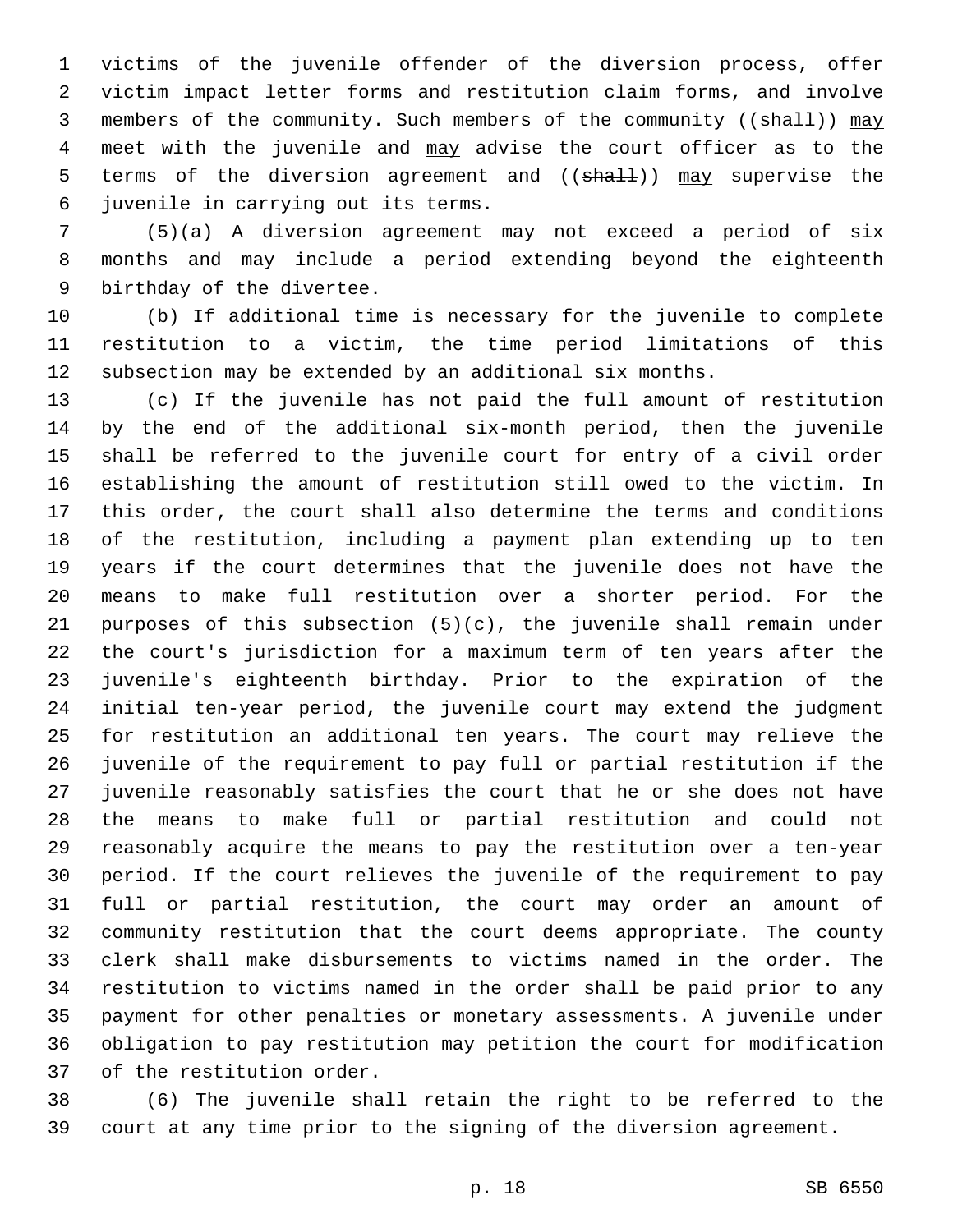victims of the juvenile offender of the diversion process, offer victim impact letter forms and restitution claim forms, and involve members of the community. Such members of the community ((~~shall~~)) <u>may</u> meet with the juvenile and <u>may</u> advise the court officer as to the terms of the diversion agreement and ((~~shall~~)) <u>may</u> supervise the juvenile in carrying out its terms.

(5)(a) A diversion agreement may not exceed a period of six months and may include a period extending beyond the eighteenth birthday of the divertee.

(b) If additional time is necessary for the juvenile to complete restitution to a victim, the time period limitations of this subsection may be extended by an additional six months.

(c) If the juvenile has not paid the full amount of restitution by the end of the additional six-month period, then the juvenile shall be referred to the juvenile court for entry of a civil order establishing the amount of restitution still owed to the victim. In this order, the court shall also determine the terms and conditions of the restitution, including a payment plan extending up to ten years if the court determines that the juvenile does not have the means to make full restitution over a shorter period. For the purposes of this subsection (5)(c), the juvenile shall remain under the court's jurisdiction for a maximum term of ten years after the juvenile's eighteenth birthday. Prior to the expiration of the initial ten-year period, the juvenile court may extend the judgment for restitution an additional ten years. The court may relieve the juvenile of the requirement to pay full or partial restitution if the juvenile reasonably satisfies the court that he or she does not have the means to make full or partial restitution and could not reasonably acquire the means to pay the restitution over a ten-year period. If the court relieves the juvenile of the requirement to pay full or partial restitution, the court may order an amount of community restitution that the court deems appropriate. The county clerk shall make disbursements to victims named in the order. The restitution to victims named in the order shall be paid prior to any payment for other penalties or monetary assessments. A juvenile under obligation to pay restitution may petition the court for modification of the restitution order.

(6) The juvenile shall retain the right to be referred to the court at any time prior to the signing of the diversion agreement.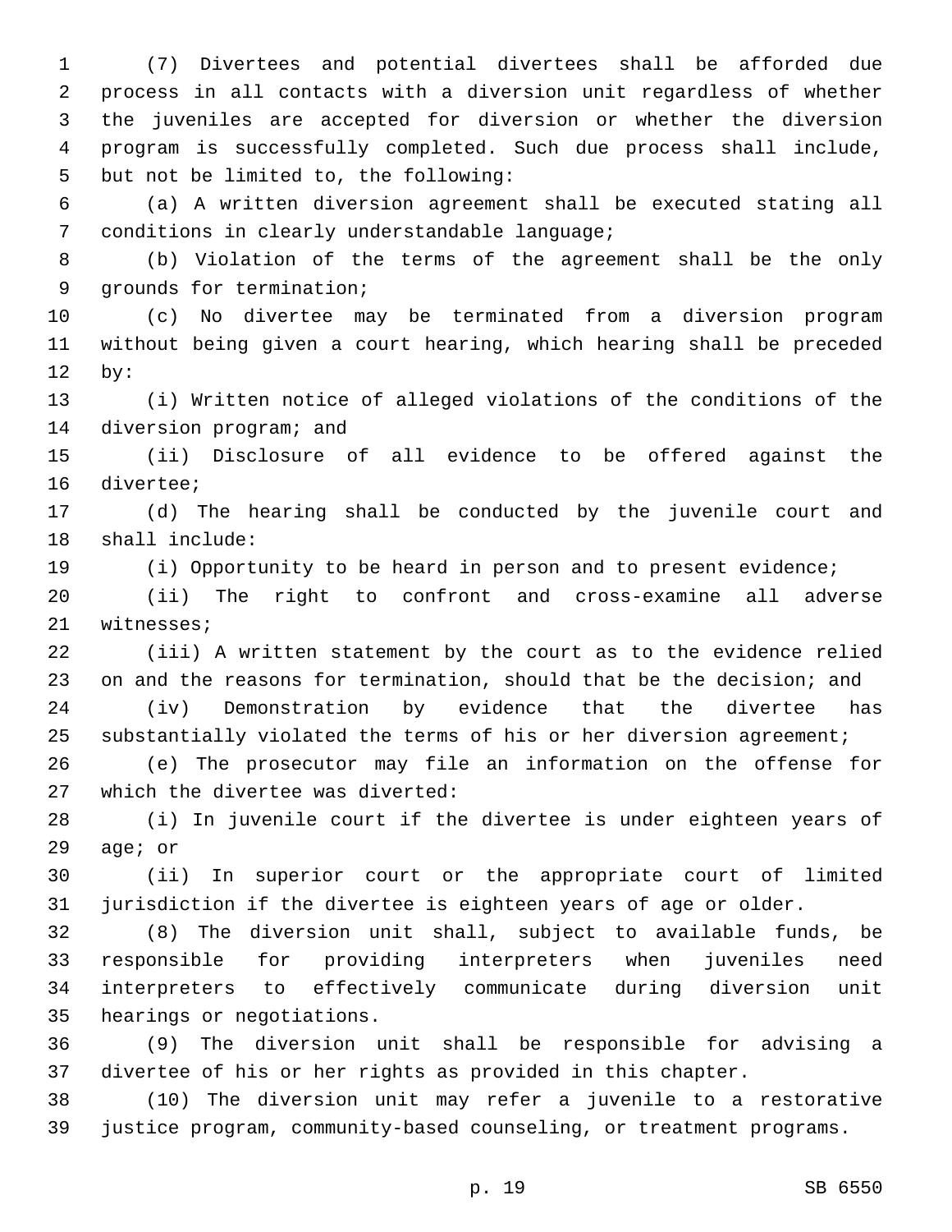(7) Divertees and potential divertees shall be afforded due process in all contacts with a diversion unit regardless of whether the juveniles are accepted for diversion or whether the diversion program is successfully completed. Such due process shall include, but not be limited to, the following:

(a) A written diversion agreement shall be executed stating all conditions in clearly understandable language;

(b) Violation of the terms of the agreement shall be the only grounds for termination;

(c) No divertee may be terminated from a diversion program without being given a court hearing, which hearing shall be preceded by:

(i) Written notice of alleged violations of the conditions of the diversion program; and

(ii) Disclosure of all evidence to be offered against the divertee;

(d) The hearing shall be conducted by the juvenile court and shall include:

(i) Opportunity to be heard in person and to present evidence;

(ii) The right to confront and cross-examine all adverse witnesses;

(iii) A written statement by the court as to the evidence relied on and the reasons for termination, should that be the decision; and

(iv) Demonstration by evidence that the divertee has substantially violated the terms of his or her diversion agreement;

(e) The prosecutor may file an information on the offense for which the divertee was diverted:

(i) In juvenile court if the divertee is under eighteen years of age; or

(ii) In superior court or the appropriate court of limited jurisdiction if the divertee is eighteen years of age or older.

(8) The diversion unit shall, subject to available funds, be responsible for providing interpreters when juveniles need interpreters to effectively communicate during diversion unit hearings or negotiations.

(9) The diversion unit shall be responsible for advising a divertee of his or her rights as provided in this chapter.

(10) The diversion unit may refer a juvenile to a restorative justice program, community-based counseling, or treatment programs.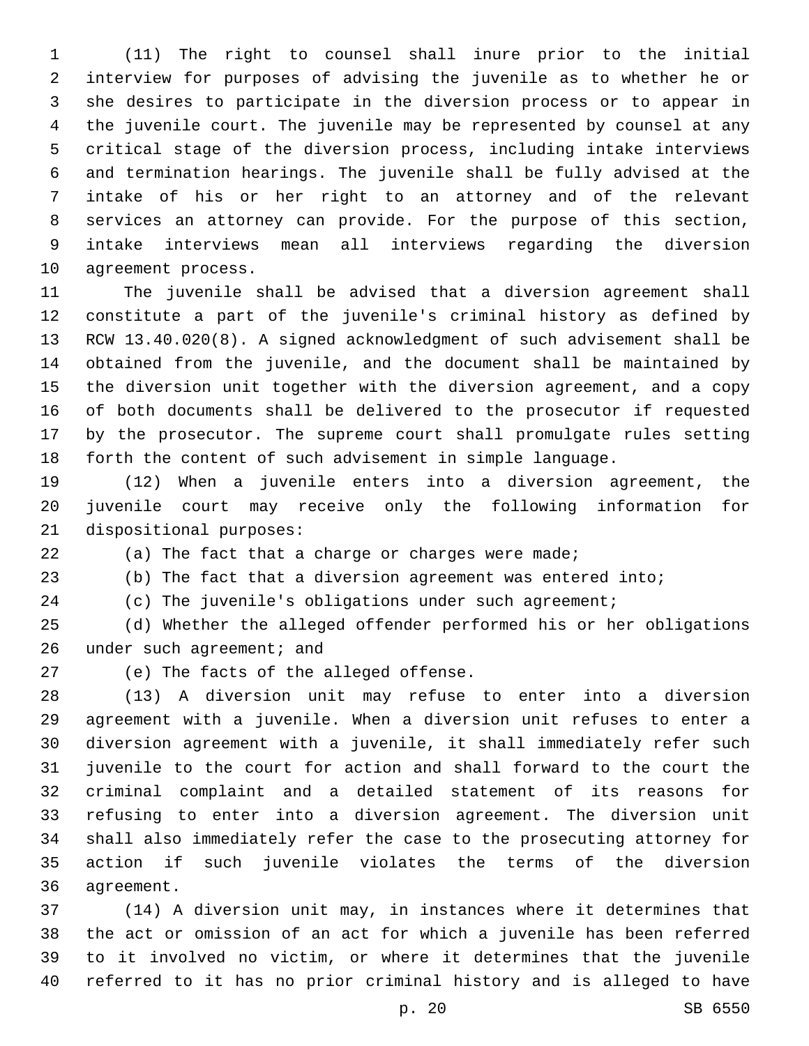(11) The right to counsel shall inure prior to the initial interview for purposes of advising the juvenile as to whether he or she desires to participate in the diversion process or to appear in the juvenile court. The juvenile may be represented by counsel at any critical stage of the diversion process, including intake interviews and termination hearings. The juvenile shall be fully advised at the intake of his or her right to an attorney and of the relevant services an attorney can provide. For the purpose of this section, intake interviews mean all interviews regarding the diversion agreement process.

The juvenile shall be advised that a diversion agreement shall constitute a part of the juvenile's criminal history as defined by RCW 13.40.020(8). A signed acknowledgment of such advisement shall be obtained from the juvenile, and the document shall be maintained by the diversion unit together with the diversion agreement, and a copy of both documents shall be delivered to the prosecutor if requested by the prosecutor. The supreme court shall promulgate rules setting forth the content of such advisement in simple language.

(12) When a juvenile enters into a diversion agreement, the juvenile court may receive only the following information for dispositional purposes:

(a) The fact that a charge or charges were made;

(b) The fact that a diversion agreement was entered into;

(c) The juvenile's obligations under such agreement;

(d) Whether the alleged offender performed his or her obligations under such agreement; and

(e) The facts of the alleged offense.

(13) A diversion unit may refuse to enter into a diversion agreement with a juvenile. When a diversion unit refuses to enter a diversion agreement with a juvenile, it shall immediately refer such juvenile to the court for action and shall forward to the court the criminal complaint and a detailed statement of its reasons for refusing to enter into a diversion agreement. The diversion unit shall also immediately refer the case to the prosecuting attorney for action if such juvenile violates the terms of the diversion agreement.

(14) A diversion unit may, in instances where it determines that the act or omission of an act for which a juvenile has been referred to it involved no victim, or where it determines that the juvenile referred to it has no prior criminal history and is alleged to have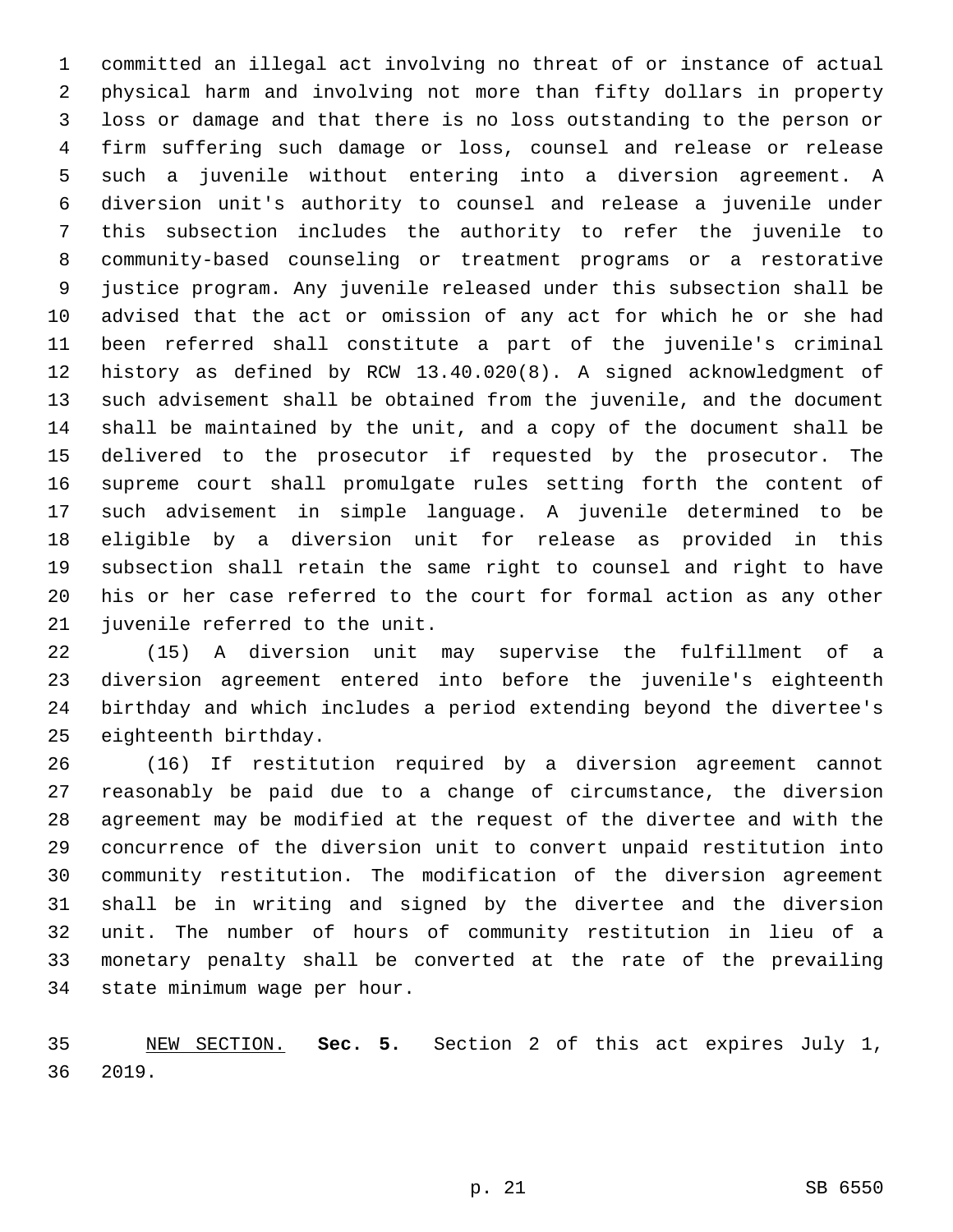committed an illegal act involving no threat of or instance of actual physical harm and involving not more than fifty dollars in property loss or damage and that there is no loss outstanding to the person or firm suffering such damage or loss, counsel and release or release such a juvenile without entering into a diversion agreement. A diversion unit's authority to counsel and release a juvenile under this subsection includes the authority to refer the juvenile to community-based counseling or treatment programs or a restorative justice program. Any juvenile released under this subsection shall be advised that the act or omission of any act for which he or she had been referred shall constitute a part of the juvenile's criminal history as defined by RCW 13.40.020(8). A signed acknowledgment of such advisement shall be obtained from the juvenile, and the document shall be maintained by the unit, and a copy of the document shall be delivered to the prosecutor if requested by the prosecutor. The supreme court shall promulgate rules setting forth the content of such advisement in simple language. A juvenile determined to be eligible by a diversion unit for release as provided in this subsection shall retain the same right to counsel and right to have his or her case referred to the court for formal action as any other juvenile referred to the unit.

(15) A diversion unit may supervise the fulfillment of a diversion agreement entered into before the juvenile's eighteenth birthday and which includes a period extending beyond the divertee's eighteenth birthday.

(16) If restitution required by a diversion agreement cannot reasonably be paid due to a change of circumstance, the diversion agreement may be modified at the request of the divertee and with the concurrence of the diversion unit to convert unpaid restitution into community restitution. The modification of the diversion agreement shall be in writing and signed by the divertee and the diversion unit. The number of hours of community restitution in lieu of a monetary penalty shall be converted at the rate of the prevailing state minimum wage per hour.

NEW SECTION. **Sec. 5.** Section 2 of this act expires July 1, 2019.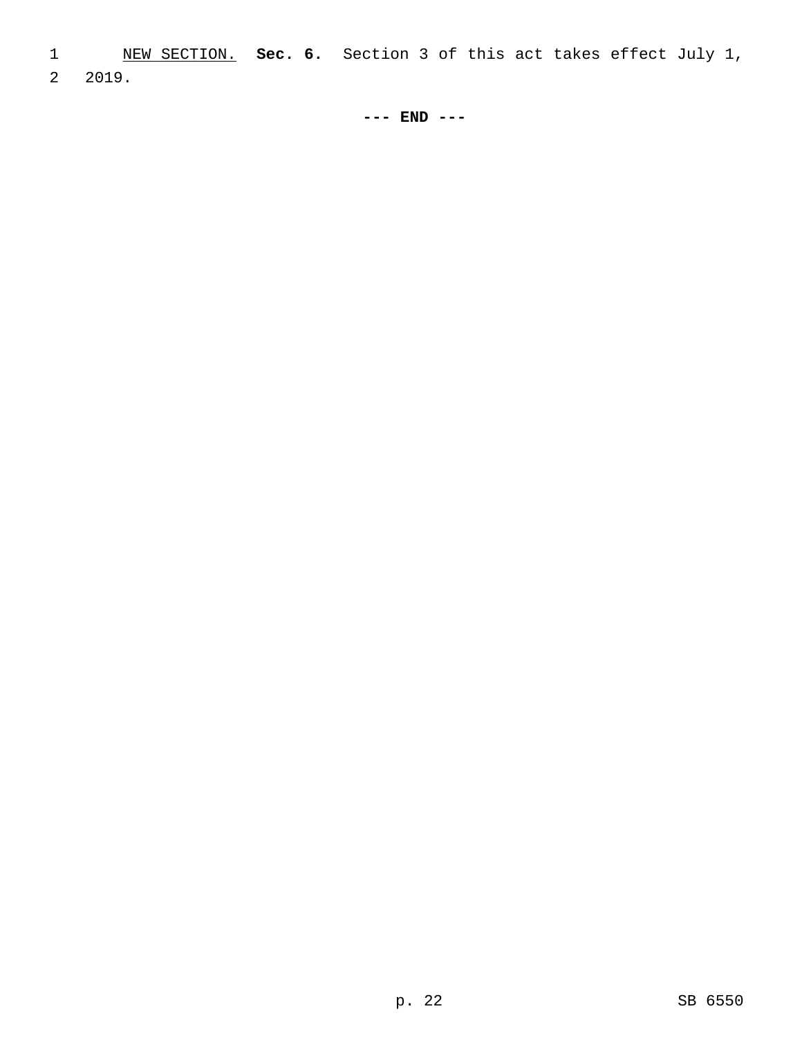NEW SECTION. **Sec. 6.** Section 3 of this act takes effect July 1, 2019.

**--- END ---**